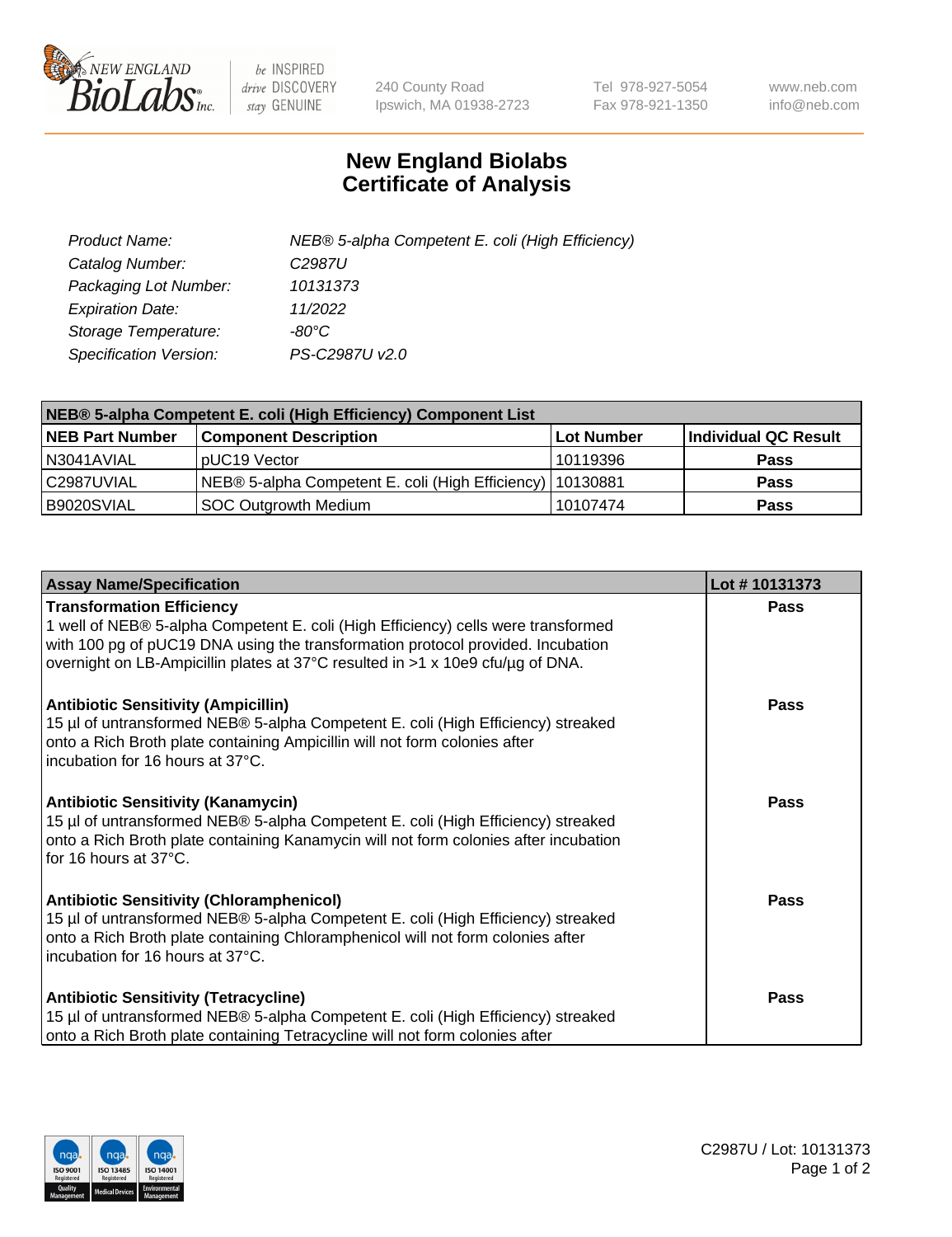# New England Biolabs
# Certificate of Analysis

| | |
|---|---|
| *Product Name:* | *NEB® 5-alpha Competent E. coli (High Efficiency)* |
| *Catalog Number:* | *C2987U* |
| *Packaging Lot Number:* | *10131373* |
| *Expiration Date:* | *11/2022* |
| *Storage Temperature:* | *-80°C* |
| *Specification Version:* | *PS-C2987U v2.0* |

| NEB® 5-alpha Competent E. coli (High Efficiency) Component List | | | |
|---|---|---|---|
| **NEB Part Number** | **Component Description** | **Lot Number** | **Individual QC Result** |
| N3041AVIAL | pUC19 Vector | 10119396 | **Pass** |
| C2987UVIAL | NEB® 5-alpha Competent E. coli (High Efficiency) | 10130881 | **Pass** |
| B9020SVIAL | SOC Outgrowth Medium | 10107474 | **Pass** |

| Assay Name/Specification | Lot # 10131373 |
|---|---|
| **Transformation Efficiency**<br>1 well of NEB® 5-alpha Competent E. coli (High Efficiency) cells were transformed with 100 pg of pUC19 DNA using the transformation protocol provided. Incubation overnight on LB-Ampicillin plates at 37°C resulted in >1 x 10e9 cfu/µg of DNA. | **Pass** |
| **Antibiotic Sensitivity (Ampicillin)**<br>15 µl of untransformed NEB® 5-alpha Competent E. coli (High Efficiency) streaked onto a Rich Broth plate containing Ampicillin will not form colonies after incubation for 16 hours at 37°C. | **Pass** |
| **Antibiotic Sensitivity (Kanamycin)**<br>15 µl of untransformed NEB® 5-alpha Competent E. coli (High Efficiency) streaked onto a Rich Broth plate containing Kanamycin will not form colonies after incubation for 16 hours at 37°C. | **Pass** |
| **Antibiotic Sensitivity (Chloramphenicol)**<br>15 µl of untransformed NEB® 5-alpha Competent E. coli (High Efficiency) streaked onto a Rich Broth plate containing Chloramphenicol will not form colonies after incubation for 16 hours at 37°C. | **Pass** |
| **Antibiotic Sensitivity (Tetracycline)**<br>15 µl of untransformed NEB® 5-alpha Competent E. coli (High Efficiency) streaked onto a Rich Broth plate containing Tetracycline will not form colonies after | **Pass** |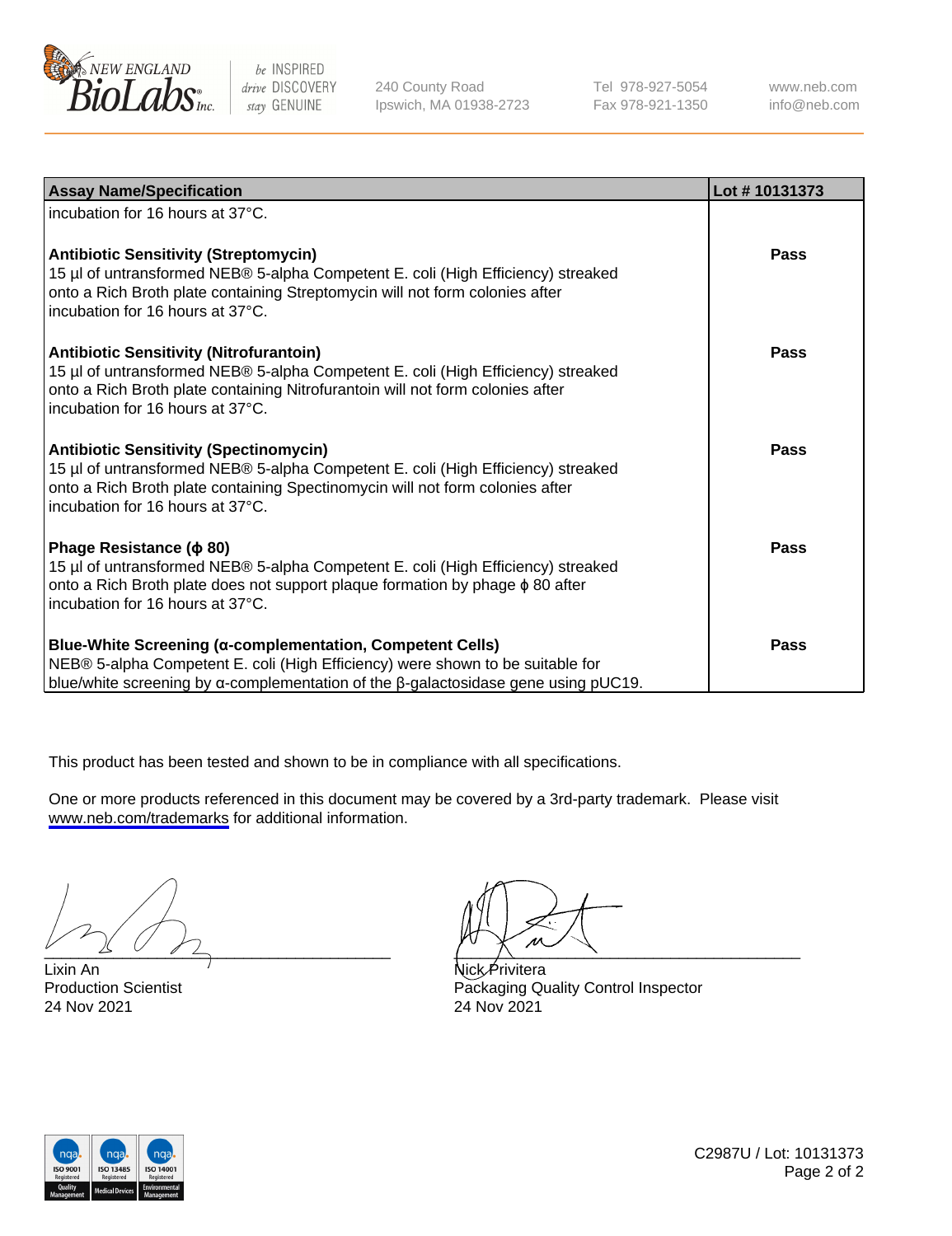| Assay Name/Specification | Lot # 10131373 |
|---|---|
| incubation for 16 hours at 37°C. | |
| **Antibiotic Sensitivity (Streptomycin)**<br>15 µl of untransformed NEB® 5-alpha Competent E. coli (High Efficiency) streaked onto a Rich Broth plate containing Streptomycin will not form colonies after incubation for 16 hours at 37°C. | **Pass** |
| **Antibiotic Sensitivity (Nitrofurantoin)**<br>15 µl of untransformed NEB® 5-alpha Competent E. coli (High Efficiency) streaked onto a Rich Broth plate containing Nitrofurantoin will not form colonies after incubation for 16 hours at 37°C. | **Pass** |
| **Antibiotic Sensitivity (Spectinomycin)**<br>15 µl of untransformed NEB® 5-alpha Competent E. coli (High Efficiency) streaked onto a Rich Broth plate containing Spectinomycin will not form colonies after incubation for 16 hours at 37°C. | **Pass** |
| **Phage Resistance (ϕ 80)**<br>15 µl of untransformed NEB® 5-alpha Competent E. coli (High Efficiency) streaked onto a Rich Broth plate does not support plaque formation by phage ϕ 80 after incubation for 16 hours at 37°C. | **Pass** |
| **Blue-White Screening (α-complementation, Competent Cells)**<br>NEB® 5-alpha Competent E. coli (High Efficiency) were shown to be suitable for blue/white screening by α-complementation of the β-galactosidase gene using pUC19. | **Pass** |

This product has been tested and shown to be in compliance with all specifications.

One or more products referenced in this document may be covered by a 3rd-party trademark. Please visit www.neb.com/trademarks for additional information.

Lixin An
Production Scientist
24 Nov 2021

Nick Privitera
Packaging Quality Control Inspector
24 Nov 2021

C2987U / Lot: 10131373